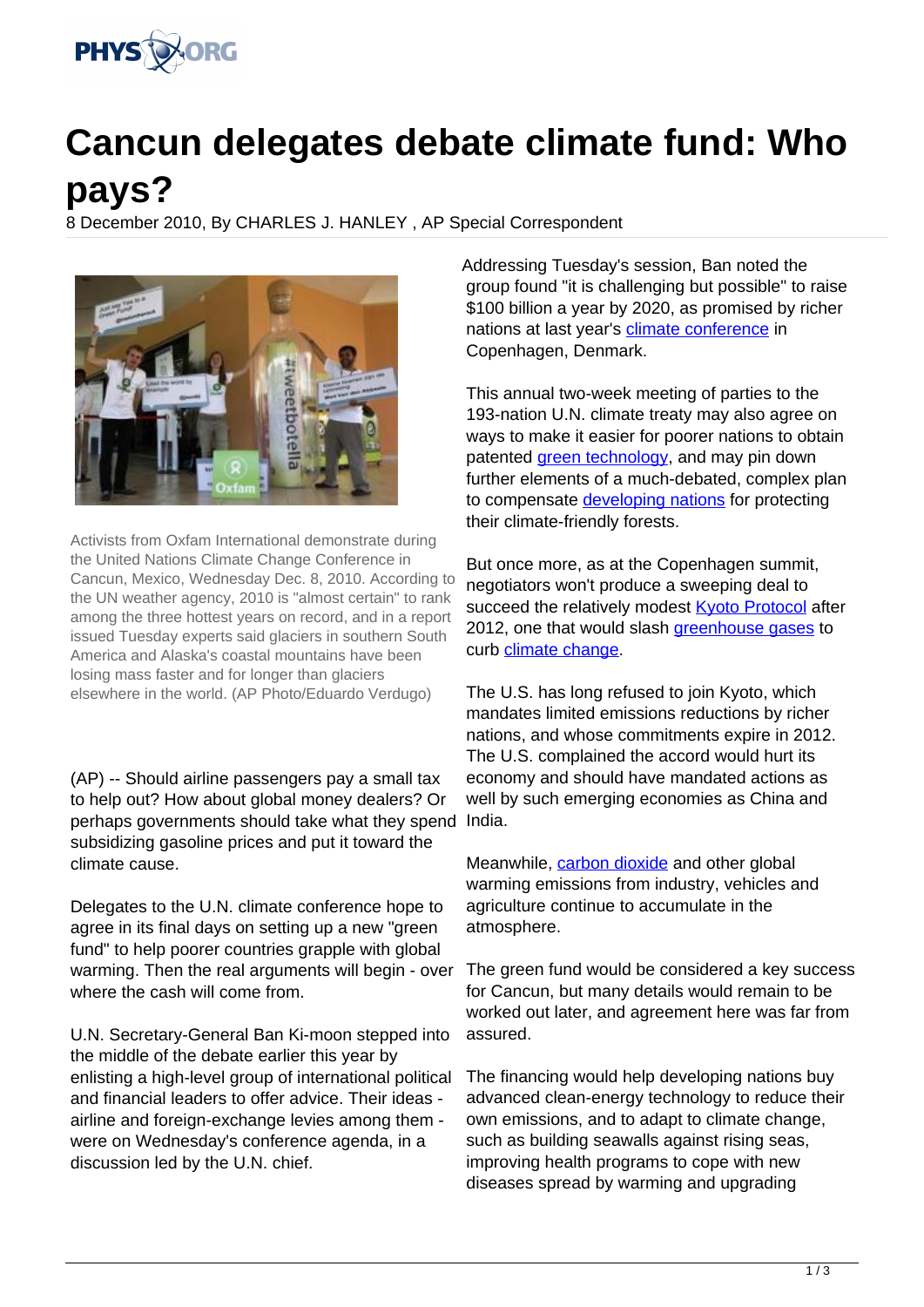# Cancun delegates debate climate fund: Who pays?

8 December 2010, By CHARLES J. HANLEY , AP Special Correspondent

Activists from Oxfam International demonstrate during the United Nations Climate Change Conference in Cancun, Mexico, Wednesday Dec. 8, 2010. According to the UN weather agency, 2010 is "almost certain" to rank among the three hottest years on record, and in a report issued Tuesday experts said glaciers in southern South America and Alaska's coastal mountains have been losing mass faster and for longer than glaciers elsewhere in the world. (AP Photo/Eduardo Verdugo)

(AP) -- Should airline passengers pay a small tax to help out? How about global money dealers? Or perhaps governments should take what they spend subsidizing gasoline prices and put it toward the climate cause.

Delegates to the U.N. climate conference hope to agree in its final days on setting up a new "green fund" to help poorer countries grapple with global warming. Then the real arguments will begin - over where the cash will come from.

U.N. Secretary-General Ban Ki-moon stepped into the middle of the debate earlier this year by enlisting a high-level group of international political and financial leaders to offer advice. Their ideas - airline and foreign-exchange levies among them - were on Wednesday's conference agenda, in a discussion led by the U.N. chief.

Addressing Tuesday's session, Ban noted the group found "it is challenging but possible" to raise $100 billion a year by 2020, as promised by richer nations at last year's climate conference in Copenhagen, Denmark.

This annual two-week meeting of parties to the 193-nation U.N. climate treaty may also agree on ways to make it easier for poorer nations to obtain patented green technology, and may pin down further elements of a much-debated, complex plan to compensate developing nations for protecting their climate-friendly forests.

But once more, as at the Copenhagen summit, negotiators won't produce a sweeping deal to succeed the relatively modest Kyoto Protocol after 2012, one that would slash greenhouse gases to curb climate change.

The U.S. has long refused to join Kyoto, which mandates limited emissions reductions by richer nations, and whose commitments expire in 2012. The U.S. complained the accord would hurt its economy and should have mandated actions as well by such emerging economies as China and India.

Meanwhile, carbon dioxide and other global warming emissions from industry, vehicles and agriculture continue to accumulate in the atmosphere.

The green fund would be considered a key success for Cancun, but many details would remain to be worked out later, and agreement here was far from assured.

The financing would help developing nations buy advanced clean-energy technology to reduce their own emissions, and to adapt to climate change, such as building seawalls against rising seas, improving health programs to cope with new diseases spread by warming and upgrading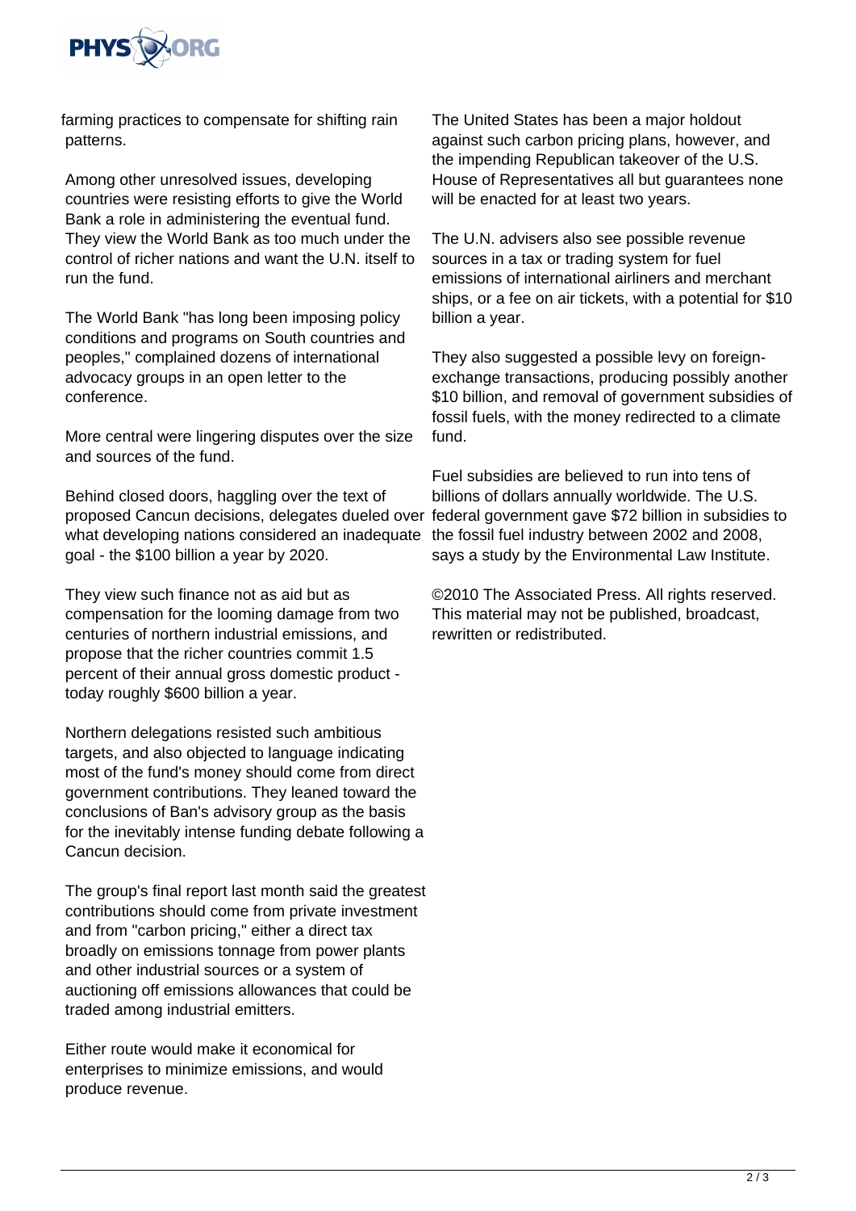farming practices to compensate for shifting rain patterns.

Among other unresolved issues, developing countries were resisting efforts to give the World Bank a role in administering the eventual fund. They view the World Bank as too much under the control of richer nations and want the U.N. itself to run the fund.

The World Bank "has long been imposing policy conditions and programs on South countries and peoples," complained dozens of international advocacy groups in an open letter to the conference.

More central were lingering disputes over the size and sources of the fund.

Behind closed doors, haggling over the text of proposed Cancun decisions, delegates dueled over what developing nations considered an inadequate goal - the $100 billion a year by 2020.

They view such finance not as aid but as compensation for the looming damage from two centuries of northern industrial emissions, and propose that the richer countries commit 1.5 percent of their annual gross domestic product - today roughly $600 billion a year.

Northern delegations resisted such ambitious targets, and also objected to language indicating most of the fund's money should come from direct government contributions. They leaned toward the conclusions of Ban's advisory group as the basis for the inevitably intense funding debate following a Cancun decision.

The group's final report last month said the greatest contributions should come from private investment and from "carbon pricing," either a direct tax broadly on emissions tonnage from power plants and other industrial sources or a system of auctioning off emissions allowances that could be traded among industrial emitters.

Either route would make it economical for enterprises to minimize emissions, and would produce revenue.

The United States has been a major holdout against such carbon pricing plans, however, and the impending Republican takeover of the U.S. House of Representatives all but guarantees none will be enacted for at least two years.

The U.N. advisers also see possible revenue sources in a tax or trading system for fuel emissions of international airliners and merchant ships, or a fee on air tickets, with a potential for $10 billion a year.

They also suggested a possible levy on foreign-exchange transactions, producing possibly another $10 billion, and removal of government subsidies of fossil fuels, with the money redirected to a climate fund.

Fuel subsidies are believed to run into tens of billions of dollars annually worldwide. The U.S. federal government gave $72 billion in subsidies to the fossil fuel industry between 2002 and 2008, says a study by the Environmental Law Institute.

©2010 The Associated Press. All rights reserved. This material may not be published, broadcast, rewritten or redistributed.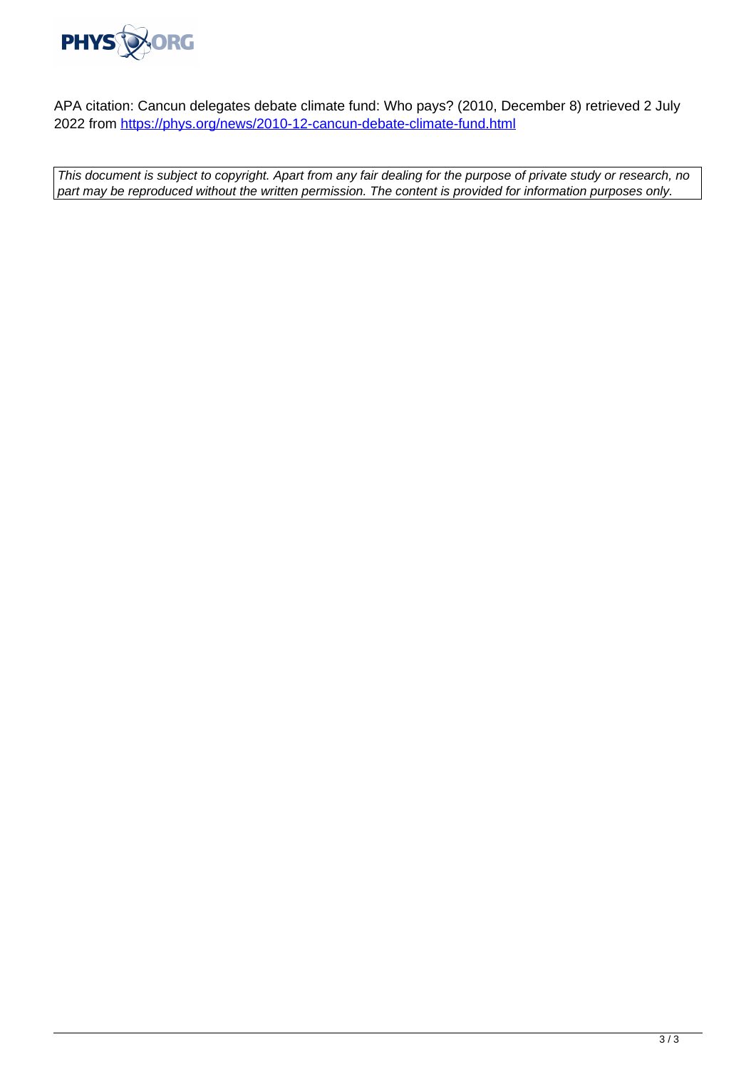APA citation: Cancun delegates debate climate fund: Who pays? (2010, December 8) retrieved 2 July 2022 from https://phys.org/news/2010-12-cancun-debate-climate-fund.html

*This document is subject to copyright. Apart from any fair dealing for the purpose of private study or research, no part may be reproduced without the written permission. The content is provided for information purposes only.*